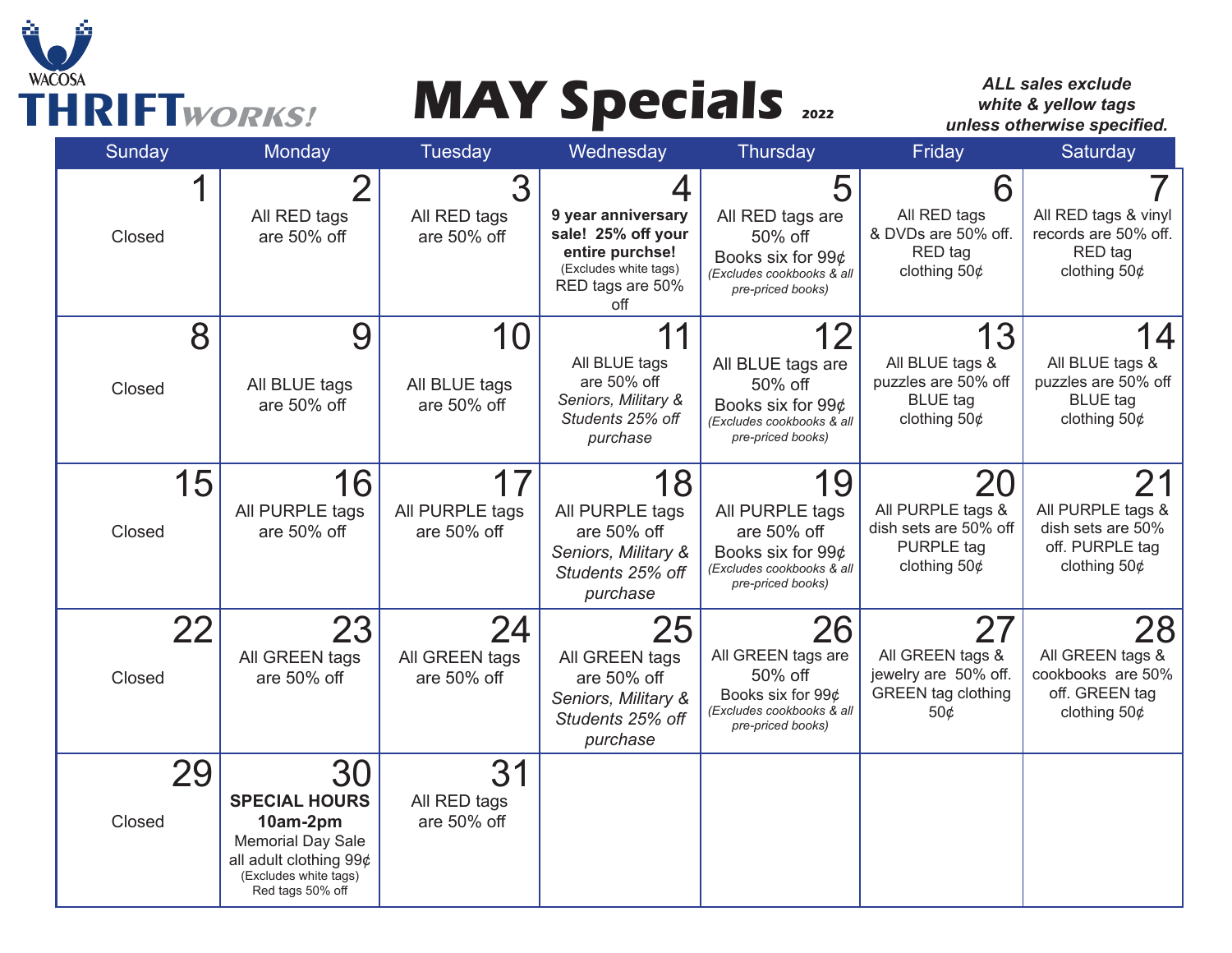WACOSA

# THRIFT*WORKS!*

# MAY Specials 2022

***ALL sales exclude white & yellow tags unless otherwise specified.***

| Sunday | Monday | Tuesday | Wednesday | Thursday | Friday | Saturday |
|---|---|---|---|---|---|---|
| 1 Closed | 2 All RED tags are 50% off | 3 All RED tags are 50% off | 4 **9 year anniversary sale! 25% off your entire purchse!** (Excludes white tags) RED tags are 50% off | 5 All RED tags are 50% off Books six for 99¢ *(Excludes cookbooks & all pre-priced books)* | 6 All RED tags & DVDs are 50% off. RED tag clothing 50¢ | 7 All RED tags & vinyl records are 50% off. RED tag clothing 50¢ |
| 8 Closed | 9 All BLUE tags are 50% off | 10 All BLUE tags are 50% off | 11 All BLUE tags are 50% off *Seniors, Military & Students 25% off purchase* | 12 All BLUE tags are 50% off Books six for 99¢ *(Excludes cookbooks & all pre-priced books)* | 13 All BLUE tags & puzzles are 50% off BLUE tag clothing 50¢ | 14 All BLUE tags & puzzles are 50% off BLUE tag clothing 50¢ |
| 15 Closed | 16 All PURPLE tags are 50% off | 17 All PURPLE tags are 50% off | 18 All PURPLE tags are 50% off *Seniors, Military & Students 25% off purchase* | 19 All PURPLE tags are 50% off Books six for 99¢ *(Excludes cookbooks & all pre-priced books)* | 20 All PURPLE tags & dish sets are 50% off PURPLE tag clothing 50¢ | 21 All PURPLE tags & dish sets are 50% off. PURPLE tag clothing 50¢ |
| 22 Closed | 23 All GREEN tags are 50% off | 24 All GREEN tags are 50% off | 25 All GREEN tags are 50% off *Seniors, Military & Students 25% off purchase* | 26 All GREEN tags are 50% off Books six for 99¢ *(Excludes cookbooks & all pre-priced books)* | 27 All GREEN tags & jewelry are 50% off. GREEN tag clothing 50¢ | 28 All GREEN tags & cookbooks are 50% off. GREEN tag clothing 50¢ |
| 29 Closed | 30 **SPECIAL HOURS 10am-2pm** Memorial Day Sale all adult clothing 99¢ (Excludes white tags) Red tags 50% off | 31 All RED tags are 50% off | | | | |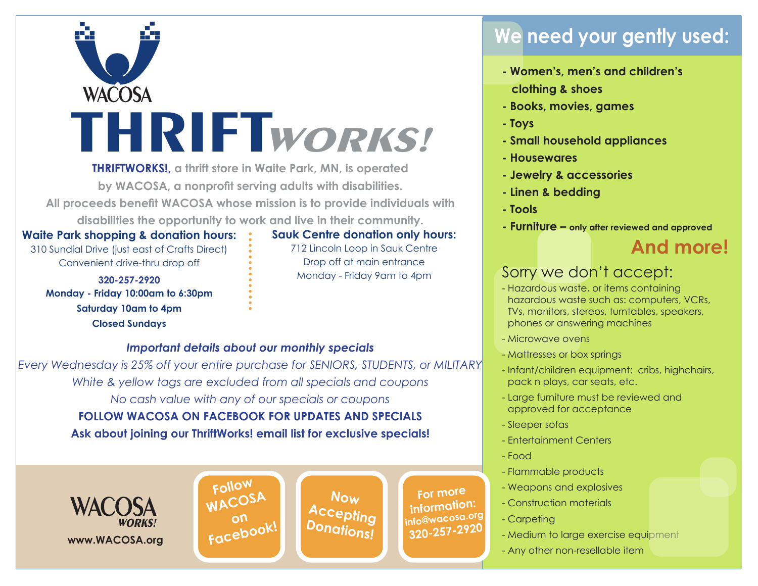WACOSA

# THRIFT*WORKS!*

**THRIFTWORKS!**, a thrift store in Waite Park, MN, is operated by WACOSA, a nonprofit serving adults with disabilities. All proceeds benefit WACOSA whose mission is to provide individuals with disabilities the opportunity to work and live in their community.

**Waite Park shopping & donation hours:**

310 Sundial Drive (just east of Crafts Direct)
Convenient drive-thru drop off

**320-257-2920**
**Monday - Friday 10:00am to 6:30pm**
**Saturday 10am to 4pm**
**Closed Sundays**

**Sauk Centre donation only hours:**

712 Lincoln Loop in Sauk Centre
Drop off at main entrance
Monday - Friday 9am to 4pm

***Important details about our monthly specials***

*Every Wednesday is 25% off your entire purchase for SENIORS, STUDENTS, or MILITARY*

*White & yellow tags are excluded from all specials and coupons*

*No cash value with any of our specials or coupons*

**FOLLOW WACOSA ON FACEBOOK FOR UPDATES AND SPECIALS**

**Ask about joining our ThriftWorks! email list for exclusive specials!**

WACOSA *WORKS!*

**www.WACOSA.org**

Follow WACOSA on Facebook!

Now Accepting Donations!

For more information: info@wacosa.org 320-257-2920

## We need your gently used:

- **Women's, men's and children's clothing & shoes**
- **Books, movies, games**
- **Toys**
- **Small household appliances**
- **Housewares**
- **Jewelry & accessories**
- **Linen & bedding**
- **Tools**
- **Furniture –** only after reviewed and approved

**And more!**

## Sorry we don't accept:

- Hazardous waste, or items containing hazardous waste such as: computers, VCRs, TVs, monitors, stereos, turntables, speakers, phones or answering machines
- Microwave ovens
- Mattresses or box springs
- Infant/children equipment: cribs, highchairs, pack n plays, car seats, etc.
- Large furniture must be reviewed and approved for acceptance
- Sleeper sofas
- Entertainment Centers
- Food
- Flammable products
- Weapons and explosives
- Construction materials
- Carpeting
- Medium to large exercise equipment
- Any other non-resellable item